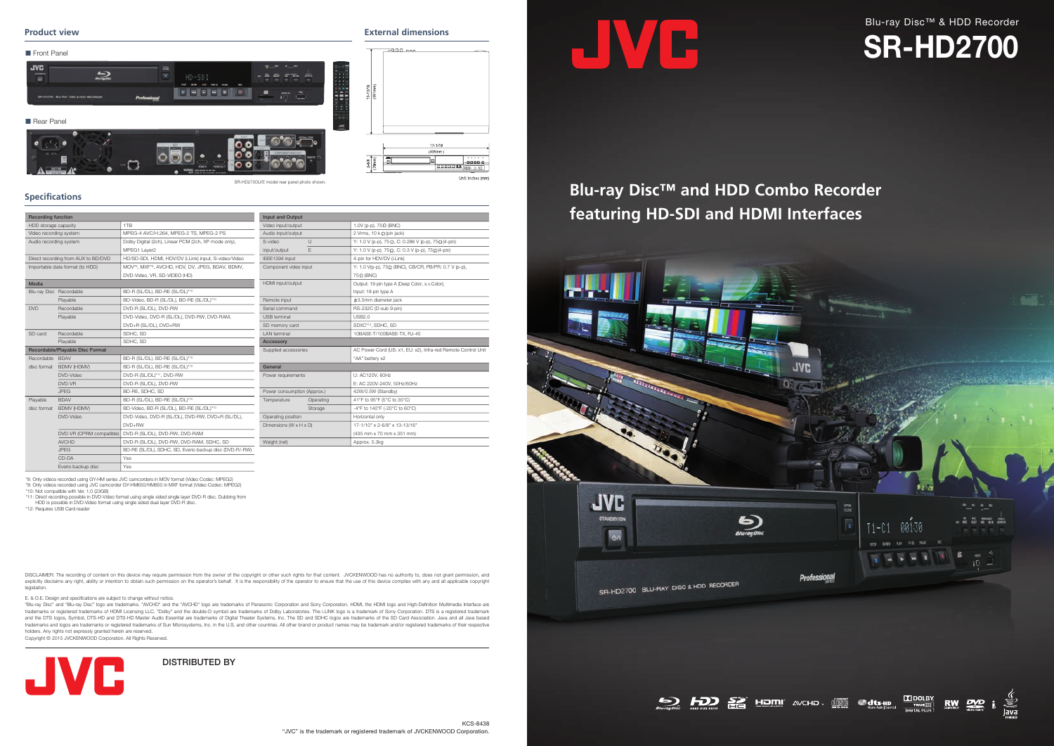JVC

Blu-ray Disc™ & HDD Recorder

# SR-HD2700

## Blu-ray Disc™ and HDD Combo Recorder featuring HD-SDI and HDMI Interfaces

## Product view

■ Front Panel

■ Rear Panel

SR-HD2700U/E model rear panel photo shown.

## External dimensions

17-1/10 (435mm)

13-13/16 (351mm)

2-6/8 (70mm)

Unit: inches (mm)

## Specifications

| Recording function | | |
|---|---|---|
| HDD storage capacity | | 1TB |
| Video recording system | | MPEG-4 AVC/H.264, MPEG-2 TS, MPEG-2 PS |
| Audio recording system | | Dolby Digital (2ch), Linear PCM (2ch, XP mode only), MPEG1 Layer2 |
| Direct recording from AUX to BD/DVD | | HD/SD-SDI, HDMI, HDV/DV (i.Link) input, S-video/Video |
| Importable data format (to HDD) | | MOV*8, MXF*9, AVCHD, HDV, DV, JPEG, BDAV, BDMV, DVD-Video, VR, SD-VIDEO (HD) |
| **Media** | | |
| Blu-ray Disc | Recordable | BD-R (SL/DL), BD-RE (SL/DL)*10 |
| | Playable | BD-Video, BD-R (SL/DL), BD-RE (SL/DL)*10 |
| DVD | Recordable | DVD-R (SL/DL), DVD-RW |
| | Playable | DVD-Video, DVD-R (SL/DL), DVD-RW, DVD-RAM, DVD+R (SL/DL), DVD+RW |
| SD card | Recordable | SDHC, SD |
| | Playable | SDHC, SD |
| **Recordable/Playable Disc Format** | | |
| Recordable disc format | BDAV | BD-R (SL/DL), BD-RE (SL/DL)*10 |
| | BDMV (HDMV) | BD-R (SL/DL), BD-RE (SL/DL)*10 |
| | DVD-Video | DVD-R (SL/DL)*11, DVD-RW |
| | DVD-VR | DVD-R (SL/DL), DVD-RW |
| | JPEG | BD-RE, SDHC, SD |
| Playable disc format | BDAV | BD-R (SL/DL), BD-RE (SL/DL)*10 |
| | BDMV (HDMV) | BD-Video, BD-R (SL/DL), BD-RE (SL/DL)*10 |
| | DVD-Video | DVD-Video, DVD-R (SL/DL), DVD-RW, DVD+R (SL/DL), DVD+RW |
| | DVD-VR (CPRM compatible) | DVD-R (SL/DL), DVD-RW, DVD-RAM |
| | AVCHD | DVD-R (SL/DL), DVD-RW, DVD-RAM, SDHC, SD |
| | JPEG | BD-RE (SL/DL), SDHC, SD, Everio backup disc (DVD-R/-RW) |
| | CD-DA | Yes |
| | Everio backup disc | Yes |

| Input and Output | | |
|---|---|---|
| Video input/output | | 1.0V (p-p), 75Ω (BNC) |
| Audio input/output | | 2 Vrms, 10 kΩ (pin jack) |
| S-video input/output | U | Y: 1.0 V (p-p), 75Ω, C: 0.286 V (p-p), 75Ω (4-pin) |
| | E | Y: 1.0 V (p-p), 75Ω, C: 0.3 V (p-p), 75Ω (4-pin) |
| IEEE1394 input | | 4-pin for HDV/DV (i.Link) |
| Component video input | | Y: 1.0 V(p-p), 75Ω (BNC), CB/CR, PB/PR: 0.7 V (p-p), 75Ω (BNC) |
| HDMI input/output | | Output: 19-pin type A (Deep Color, x.v.Color); Input: 19-pin type A |
| Remote input | | ø3.5mm diameter jack |
| Serial command | | RS-232C (D-sub 9-pin) |
| USB terminal | | USB2.0 |
| SD memory card | | SDXC*12, SDHC, SD |
| LAN terminal | | 10BASE-T/100BASE-TX, RJ-45 |
| **Accessory** | | |
| Supplied accessories | | AC Power Cord (US: x1, EU: x2), Infra-red Remote Control Unit "AA" battery x2 |
| **General** | | |
| Power requirements | | U: AC120V, 60Hz |
| | | E: AC 220V-240V, 50Hz/60Hz |
| Power consumption (Approx.) | | 42W/0.5W (Standby) |
| Temperature | Operating | 41°F to 95°F (5°C to 35°C) |
| | Storage | -4°F to 140°F (-20°C to 60°C) |
| Operating position | | Horizontal only |
| Dimensions (W x H x D) | | 17-1/10" x 2-6/8" x 13-13/16" (435 mm x 70 mm x 351 mm) |
| Weight (net) | | Approx. 5.3kg |

*8: Only videos recorded using GY-HM series JVC camcorders in MOV format (Video Codec: MPEG2)
*9: Only videos recorded using JVC camcorder GY-HM650/HM850 in MXF format (Video Codec: MPEG2)
*10: Not compatible with Ver. 1.0 (23GB)
*11: Direct recording possible in DVD-Video format using single sided single layer DVD-R disc. Dubbing from HDD is possible in DVD-Video format using single sided dual layer DVD-R disc.
*12: Requires USB Card reader

DISCLAIMER: The recording of content on this device may require permission from the owner of the copyright or other such rights for that content. JVCKENWOOD has no authority to, does not grant permission, and explicitly disclaims any right, ability or intention to obtain such permission on the operator's behalf. It is the responsibility of the operator to ensure that the use of this device complies with any and all applicable copyright legislation.

E. & O.E. Design and specifications are subject to change without notice.
"Blu-ray Disc" and "Blu-ray Disc" logo are trademarks. "AVCHD" and the "AVCHD" logo are trademarks of Panasonic Corporation and Sony Corporation. HDMI, the HDMI logo and High-Definition Multimedia Interface are trademarks or registered trademarks of HDMI Licensing LLC. "Dolby" and the double-D symbol are trademarks of Dolby Laboratories. The i.LINK logo is a trademark of Sony Corporation. DTS is a registered trademark and the DTS logos, Symbol, DTS-HD and DTS-HD Master Audio Essential are trademarks of Digital Theater Systems, Inc. The SD and SDHC logos are trademarks of the SD Card Association. Java and all Java based trademarks and logos are trademarks or registered trademarks of Sun Microsystems, Inc. in the U.S. and other countries. All other brand or product names may be trademark and/or registered trademarks of their respective holders. Any rights not expressly granted herein are reserved.
Copyright © 2015 JVCKENWOOD Corporation. All Rights Reserved.

JVC

DISTRIBUTED BY

KCS-8438

"JVC" is the trademark or registered trademark of JVCKENWOOD Corporation.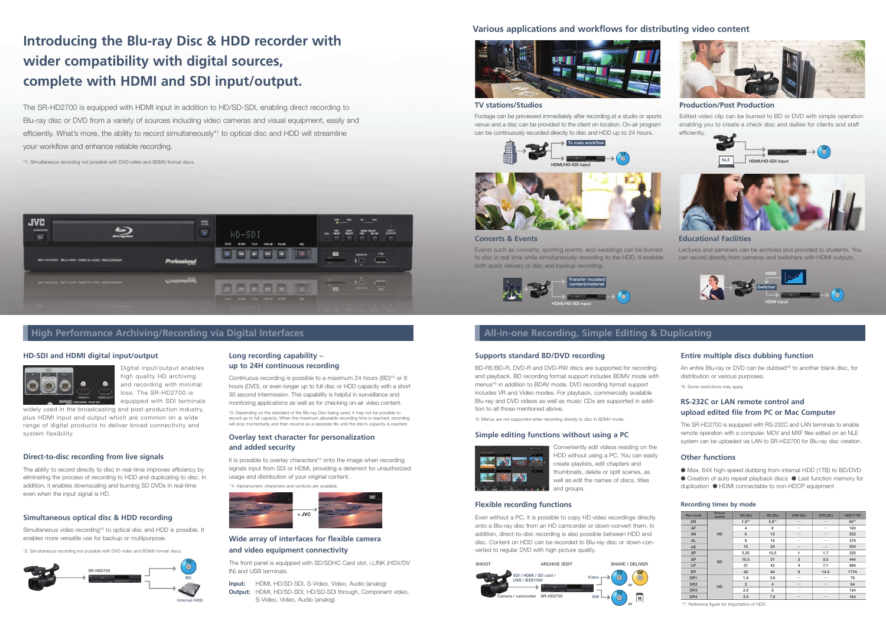# Introducing the Blu-ray Disc & HDD recorder with wider compatibility with digital sources, complete with HDMI and SDI input/output.

The SR-HD2700 is equipped with HDMI input in addition to HD/SD-SDI, enabling direct recording to Blu-ray disc or DVD from a variety of sources including video cameras and visual equipment, easily and efficiently. What's more, the ability to record simultaneously*1 to optical disc and HDD will streamline your workflow and enhance reliable recording.

*1: Simultaneous recording not possible with DVD-video and BDMV format discs.

## Various applications and workflows for distributing video content

### TV stations/Studios

Footage can be previewed immediately after recording at a studio or sports venue and a disc can be provided to the client on location. On-air program can be continuously recorded directly to disc and HDD up to 24 hours.

To main workflow

HDMI/HD-SDI input

### Production/Post Production

Edited video clip can be burned to BD or DVD with simple operation enabling you to create a check disc and dailies for clients and staff efficiently.

NLE

HDMI/HD-SDI input

### Concerts & Events

Events such as concerts, sporting events, and weddings can be burned to disc in real time while simultaneously recording to the HDD. It enables both quick delivery of disc and backup recording.

Transfer recoded content/material

HDMI/HD-SDI input

### Educational Facilities

Lectures and seminars can be archived and provided to students. You can record directly from cameras and switchers with HDMI outputs.

HDMI

Switcher

HDMI input

## High Performance Archiving/Recording via Digital Interfaces

### HD-SDI and HDMI digital input/output

Digital input/output enables high quality HD archiving and recording with minimal loss. The SR-HD2700 is equipped with SDI terminals widely used in the broadcasting and post-production industry, plus HDMI input and output which are common on a wide range of digital products to deliver broad connectivity and system flexibility.

### Direct-to-disc recording from live signals

The ability to record directly to disc in real-time improves efficiency by eliminating the process of recording to HDD and duplicating to disc. In addition, it enables downscaling and burning SD DVDs in real-time even when the input signal is HD.

### Simultaneous optical disc & HDD recording

Simultaneous video recording*2 to optical disc and HDD is possible. It enables more versatile use for backup or multipurpose.

*2: Simultaneous recording not possible with DVD-video and BDMV format discs.

SR-HD2700

BD

Internal HDD

### Long recording capability – up to 24H continuous recording

Continuous recording is possible to a maximum 24 hours (BD)*3 or 8 hours (DVD), or even longer up to full disc or HDD capacity with a short 30 second intermission. This capability is helpful in surveillance and monitoring applications as well as for checking on-air video content.

*3: Depending on the standard of the Blu-ray Disc being used, it may not be possible to record up to full capacity. When the maximum allowable recording time is reached, recording will stop momentarily and then resume as a separate file until the disc's capacity is reached.

### Overlay text character for personalization and added security

It is possible to overlay characters*4 onto the image when recording signals input from SDI or HDMI, providing a deterrent for unauthorized usage and distribution of your original content.

*4: Alphanumeric characters and symbols are available.

+ JVC

### Wide array of interfaces for flexible camera and video equipment connectivity

The front panel is equipped with SD/SDHC Card slot, i.LINK (HDV/DV IN) and USB terminals.

**Input:** HDMI, HD/SD-SDI, S-Video, Video, Audio (analog)
**Output:** HDMI, HD/SD-SDI, HD/SD-SDI through, Component video, S-Video, Video, Audio (analog)

## All-in-one Recording, Simple Editing & Duplicating

### Supports standard BD/DVD recording

BD-RE/BD-R, DVD-R and DVD-RW discs are supported for recording and playback. BD recording format support includes BDMV mode with menus*5 in addition to BDAV mode. DVD recording format support includes VR and Video modes. For playback, commercially available Blu-ray and DVD videos as well as music CDs are supported in addition to all those mentioned above.

*5: Menus are not supported when recording directly to disc in BDMV mode.

### Simple editing functions without using a PC

Conveniently edit videos residing on the HDD without using a PC. You can easily create playlists, edit chapters and thumbnails, delete or split scenes, as well as edit the names of discs, titles and groups.

### Flexible recording functions

Even without a PC, it is possible to copy HD video recordings directly onto a Blu-ray disc from an HD camcorder or down-convert them. In addition, direct-to-disc recording is also possible between HDD and disc. Content on HDD can be recorded to Blu-ray disc or down-converted to regular DVD with high picture quality.

SHOOT — ARCHIVE /EDIT — SHARE / DELIVER

SDI / HDMI / SD card / USB / IEEE1394

Camera / camcorder — SR-HD2700

Video — or

Still — or

### Entire multiple discs dubbing function

An entire Blu-ray or DVD can be dubbed*6 to another blank disc, for distribution or various purposes.

*6: Some restrictions may apply.

### RS-232C or LAN remote control and upload edited file from PC or Mac Computer

The SR-HD2700 is equipped with RS-232C and LAN terminals to enable remote operation with a computer. MOV and MXF files edited on an NLE system can be uploaded via LAN to SR-HD2700 for Blu-ray disc creation.

### Other functions

- Max. 64X high-speed dubbing from internal HDD (1TB) to BD/DVD
- Creation of auto repeat playback discs
- Last function memory for duplication
- HDMI connectable to non-HDCP equipment

### Recording times by mode

| Rec mode | Picture quality | BD (SL) | BD (DL) | DVD (SL) | DVD (DL) | HDD (1TB) |
|---|---|---|---|---|---|---|
| DR | HD | 1.9*7 | 3.8*7 | — | — | 80*7 |
| AF | | 4 | 8 | — | — | 160 |
| AN | | 6 | 12 | — | — | 252 |
| AL | | 9 | 18 | — | — | 378 |
| AE | | 12 | 24 | — | — | 504 |
| XP | SD | 5.25 | 10.5 | 1 | 1.7 | 220 |
| SP | | 10.5 | 21 | 2 | 3.5 | 444 |
| LP | | 21 | 42 | 4 | 7.1 | 884 |
| EP | | 42 | 84 | 8 | 14.3 | 1774 |
| DR1 | HD | 1.8 | 3.6 | — | — | 76 |
| DR2 | | 2 | 4 | — | — | 84 |
| DR3 | | 2.9 | 6 | — | — | 124 |
| DR4 | | 3.9 | 7.8 | — | — | 164 |

*7: Reference figure for importation of HDV.